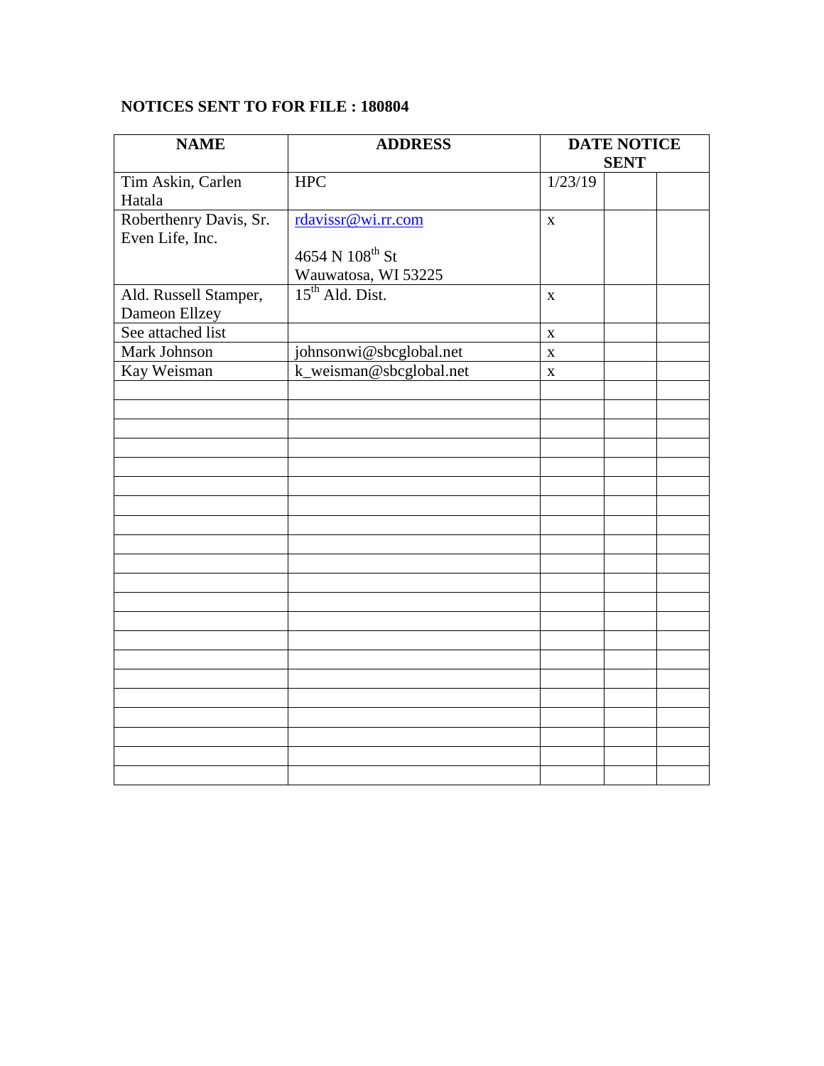**NOTICES SENT TO FOR FILE : 180804**

| NAME | ADDRESS | DATE NOTICE SENT | | |
|---|---|---|---|---|
| Tim Askin, Carlen Hatala | HPC | 1/23/19 | | |
| Roberthenry Davis, Sr. Even Life, Inc. | rdavissr@wi.rr.com<br><br>4654 N 108th St<br>Wauwatosa, WI 53225 | x | | |
| Ald. Russell Stamper, Dameon Ellzey | 15th Ald. Dist. | x | | |
| See attached list | | x | | |
| Mark Johnson | johnsonwi@sbcglobal.net | x | | |
| Kay Weisman | k_weisman@sbcglobal.net | x | | |
| | | | | |
| | | | | |
| | | | | |
| | | | | |
| | | | | |
| | | | | |
| | | | | |
| | | | | |
| | | | | |
| | | | | |
| | | | | |
| | | | | |
| | | | | |
| | | | | |
| | | | | |
| | | | | |
| | | | | |
| | | | | |
| | | | | |
| | | | | |
| | | | | |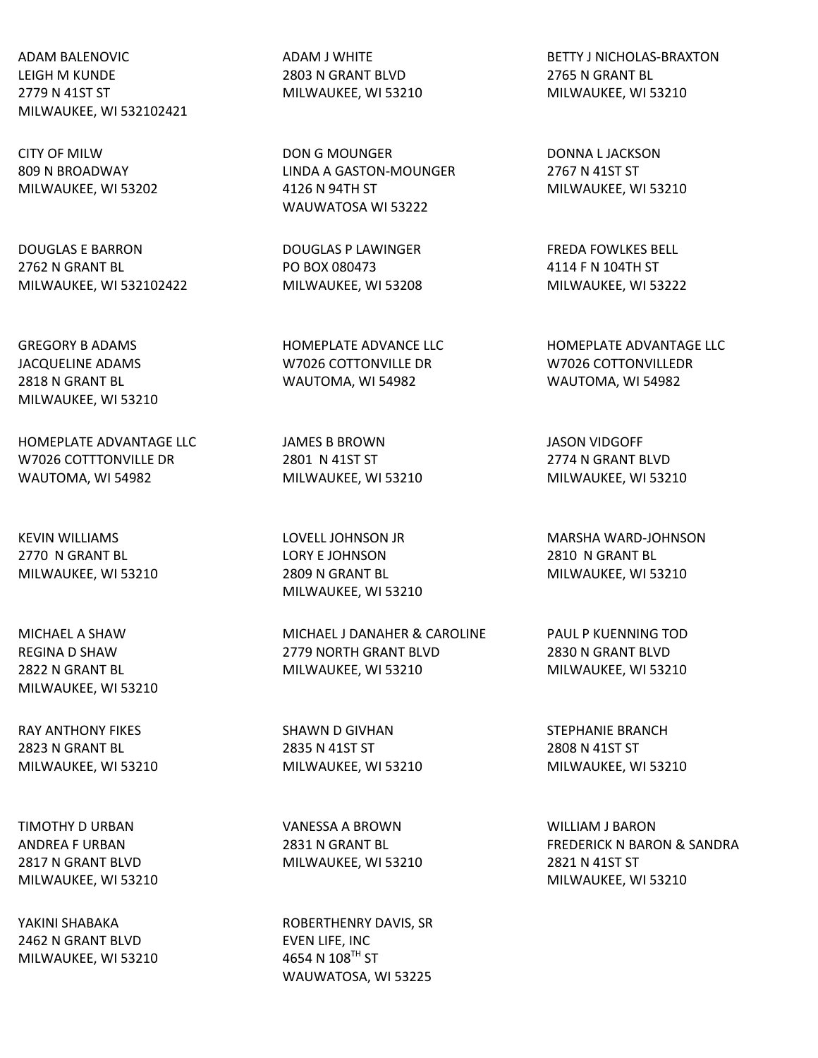ADAM BALENOVIC
LEIGH M KUNDE
2779 N 41ST ST
MILWAUKEE, WI 532102421

ADAM J WHITE
2803 N GRANT BLVD
MILWAUKEE, WI 53210

BETTY J NICHOLAS-BRAXTON
2765 N GRANT BL
MILWAUKEE, WI 53210

CITY OF MILW
809 N BROADWAY
MILWAUKEE, WI 53202

DON G MOUNGER
LINDA A GASTON-MOUNGER
4126 N 94TH ST
WAUWATOSA WI 53222

DONNA L JACKSON
2767 N 41ST ST
MILWAUKEE, WI 53210

DOUGLAS E BARRON
2762 N GRANT BL
MILWAUKEE, WI 532102422

DOUGLAS P LAWINGER
PO BOX 080473
MILWAUKEE, WI 53208

FREDA FOWLKES BELL
4114 F N 104TH ST
MILWAUKEE, WI 53222

GREGORY B ADAMS
JACQUELINE ADAMS
2818 N GRANT BL
MILWAUKEE, WI 53210

HOMEPLATE ADVANCE LLC
W7026 COTTONVILLE DR
WAUTOMA, WI 54982

HOMEPLATE ADVANTAGE LLC
W7026 COTTONVILLEDR
WAUTOMA, WI 54982

HOMEPLATE ADVANTAGE LLC
W7026 COTTTONVILLE DR
WAUTOMA, WI 54982

JAMES B BROWN
2801 N 41ST ST
MILWAUKEE, WI 53210

JASON VIDGOFF
2774 N GRANT BLVD
MILWAUKEE, WI 53210

KEVIN WILLIAMS
2770 N GRANT BL
MILWAUKEE, WI 53210

LOVELL JOHNSON JR
LORY E JOHNSON
2809 N GRANT BL
MILWAUKEE, WI 53210

MARSHA WARD-JOHNSON
2810 N GRANT BL
MILWAUKEE, WI 53210

MICHAEL A SHAW
REGINA D SHAW
2822 N GRANT BL
MILWAUKEE, WI 53210

MICHAEL J DANAHER & CAROLINE
2779 NORTH GRANT BLVD
MILWAUKEE, WI 53210

PAUL P KUENNING TOD
2830 N GRANT BLVD
MILWAUKEE, WI 53210

RAY ANTHONY FIKES
2823 N GRANT BL
MILWAUKEE, WI 53210

SHAWN D GIVHAN
2835 N 41ST ST
MILWAUKEE, WI 53210

STEPHANIE BRANCH
2808 N 41ST ST
MILWAUKEE, WI 53210

TIMOTHY D URBAN
ANDREA F URBAN
2817 N GRANT BLVD
MILWAUKEE, WI 53210

VANESSA A BROWN
2831 N GRANT BL
MILWAUKEE, WI 53210

WILLIAM J BARON
FREDERICK N BARON & SANDRA
2821 N 41ST ST
MILWAUKEE, WI 53210

YAKINI SHABAKA
2462 N GRANT BLVD
MILWAUKEE, WI 53210

ROBERTHENRY DAVIS, SR
EVEN LIFE, INC
4654 N 108TH ST
WAUWATOSA, WI 53225